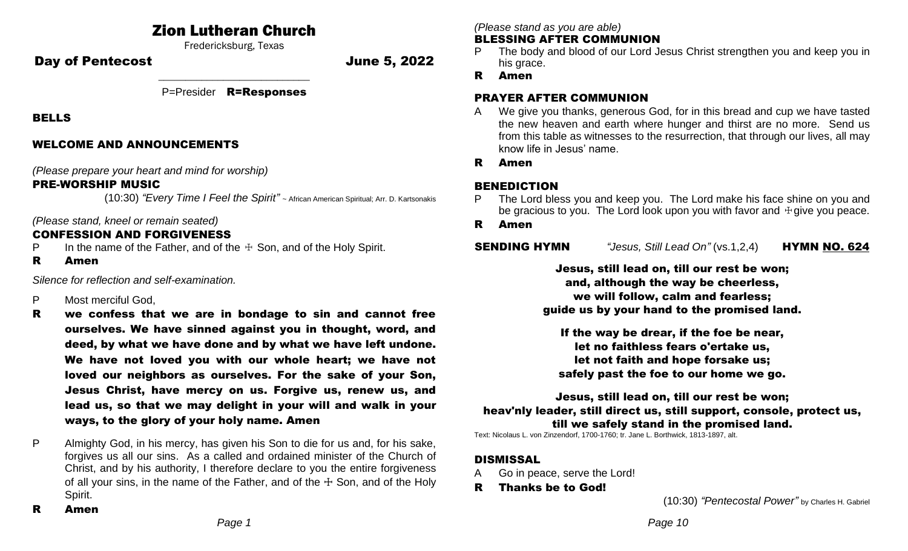# Zion Lutheran Church

Fredericksburg, Texas

**Day of Pentecost** **June 5, 2022**

P=Presider **R=Responses**

## BELLS

## WELCOME AND ANNOUNCEMENTS

*(Please prepare your heart and mind for worship)*

## PRE-WORSHIP MUSIC

(10:30) *"Every Time I Feel the Spirit"* ~ African American Spiritual; Arr. D. Kartsonakis

*(Please stand, kneel or remain seated)*

## CONFESSION AND FORGIVENESS

P In the name of the Father, and of the ☩ Son, and of the Holy Spirit.

**R Amen**

*Silence for reflection and self-examination.*

P Most merciful God,

**R we confess that we are in bondage to sin and cannot free ourselves. We have sinned against you in thought, word, and deed, by what we have done and by what we have left undone. We have not loved you with our whole heart; we have not loved our neighbors as ourselves. For the sake of your Son, Jesus Christ, have mercy on us. Forgive us, renew us, and lead us, so that we may delight in your will and walk in your ways, to the glory of your holy name. Amen**

P Almighty God, in his mercy, has given his Son to die for us and, for his sake, forgives us all our sins. As a called and ordained minister of the Church of Christ, and by his authority, I therefore declare to you the entire forgiveness of all your sins, in the name of the Father, and of the ☩ Son, and of the Holy Spirit.

**R Amen**

*(Please stand as you are able)*

## BLESSING AFTER COMMUNION

P The body and blood of our Lord Jesus Christ strengthen you and keep you in his grace.

**R Amen**

## PRAYER AFTER COMMUNION

A We give you thanks, generous God, for in this bread and cup we have tasted the new heaven and earth where hunger and thirst are no more. Send us from this table as witnesses to the resurrection, that through our lives, all may know life in Jesus' name.

**R Amen**

## BENEDICTION

P The Lord bless you and keep you. The Lord make his face shine on you and be gracious to you. The Lord look upon you with favor and ☩ give you peace.

**R Amen**

## SENDING HYMN *"Jesus, Still Lead On"* (vs.1,2,4) HYMN NO. 624

**Jesus, still lead on, till our rest be won;**
**and, although the way be cheerless,**
**we will follow, calm and fearless;**
**guide us by your hand to the promised land.**

**If the way be drear, if the foe be near,**
**let no faithless fears o'ertake us,**
**let not faith and hope forsake us;**
**safely past the foe to our home we go.**

**Jesus, still lead on, till our rest be won;**
**heav'nly leader, still direct us, still support, console, protect us,**
**till we safely stand in the promised land.**

Text: Nicolaus L. von Zinzendorf, 1700-1760; tr. Jane L. Borthwick, 1813-1897, alt.

## DISMISSAL

A Go in peace, serve the Lord!

**R Thanks be to God!**

(10:30) *"Pentecostal Power"* by Charles H. Gabriel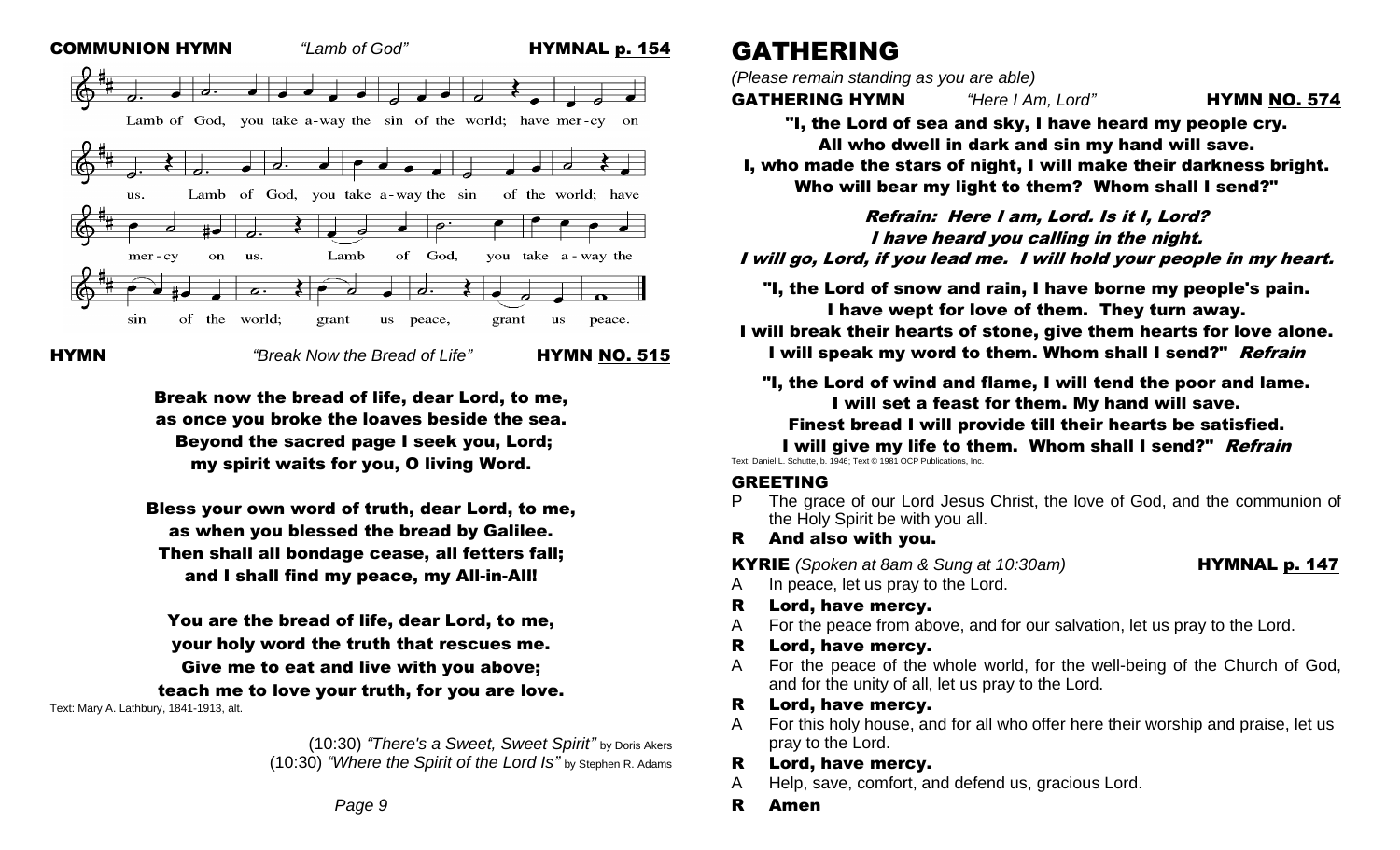**COMMUNION HYMN** *"Lamb of God"* **HYMNAL p. 154**

Lamb of God, you take a-way the sin of the world; have mer-cy on us. Lamb of God, you take a-way the sin of the world; have mer-cy on us. Lamb of God, you take a-way the sin of the world; grant us peace, grant us peace.

**HYMN** *"Break Now the Bread of Life"* **HYMN NO. 515**

**Break now the bread of life, dear Lord, to me,**
**as once you broke the loaves beside the sea.**
**Beyond the sacred page I seek you, Lord;**
**my spirit waits for you, O living Word.**

**Bless your own word of truth, dear Lord, to me,**
**as when you blessed the bread by Galilee.**
**Then shall all bondage cease, all fetters fall;**
**and I shall find my peace, my All-in-All!**

**You are the bread of life, dear Lord, to me,**
**your holy word the truth that rescues me.**
**Give me to eat and live with you above;**
**teach me to love your truth, for you are love.**

Text: Mary A. Lathbury, 1841-1913, alt.

(10:30) *"There's a Sweet, Sweet Spirit"* by Doris Akers
(10:30) *"Where the Spirit of the Lord Is"* by Stephen R. Adams

# GATHERING

*(Please remain standing as you are able)*

**GATHERING HYMN** *"Here I Am, Lord"* **HYMN NO. 574**

**"I, the Lord of sea and sky, I have heard my people cry.**
**All who dwell in dark and sin my hand will save.**
**I, who made the stars of night, I will make their darkness bright.**
**Who will bear my light to them? Whom shall I send?"**

***Refrain: Here I am, Lord. Is it I, Lord?***
***I have heard you calling in the night.***
***I will go, Lord, if you lead me. I will hold your people in my heart.***

**"I, the Lord of snow and rain, I have borne my people's pain.**
**I have wept for love of them. They turn away.**
**I will break their hearts of stone, give them hearts for love alone.**
**I will speak my word to them. Whom shall I send?"** ***Refrain***

**"I, the Lord of wind and flame, I will tend the poor and lame.**
**I will set a feast for them. My hand will save.**
**Finest bread I will provide till their hearts be satisfied.**
**I will give my life to them. Whom shall I send?"** ***Refrain***

Text: Daniel L. Schutte, b. 1946; Text © 1981 OCP Publications, Inc.

## GREETING

P The grace of our Lord Jesus Christ, the love of God, and the communion of the Holy Spirit be with you all.

**R And also with you.**

**KYRIE** *(Spoken at 8am & Sung at 10:30am)* **HYMNAL p. 147**

A In peace, let us pray to the Lord.

**R Lord, have mercy.**

A For the peace from above, and for our salvation, let us pray to the Lord.

**R Lord, have mercy.**

A For the peace of the whole world, for the well-being of the Church of God, and for the unity of all, let us pray to the Lord.

**R Lord, have mercy.**

A For this holy house, and for all who offer here their worship and praise, let us pray to the Lord.

**R Lord, have mercy.**

A Help, save, comfort, and defend us, gracious Lord.

**R Amen**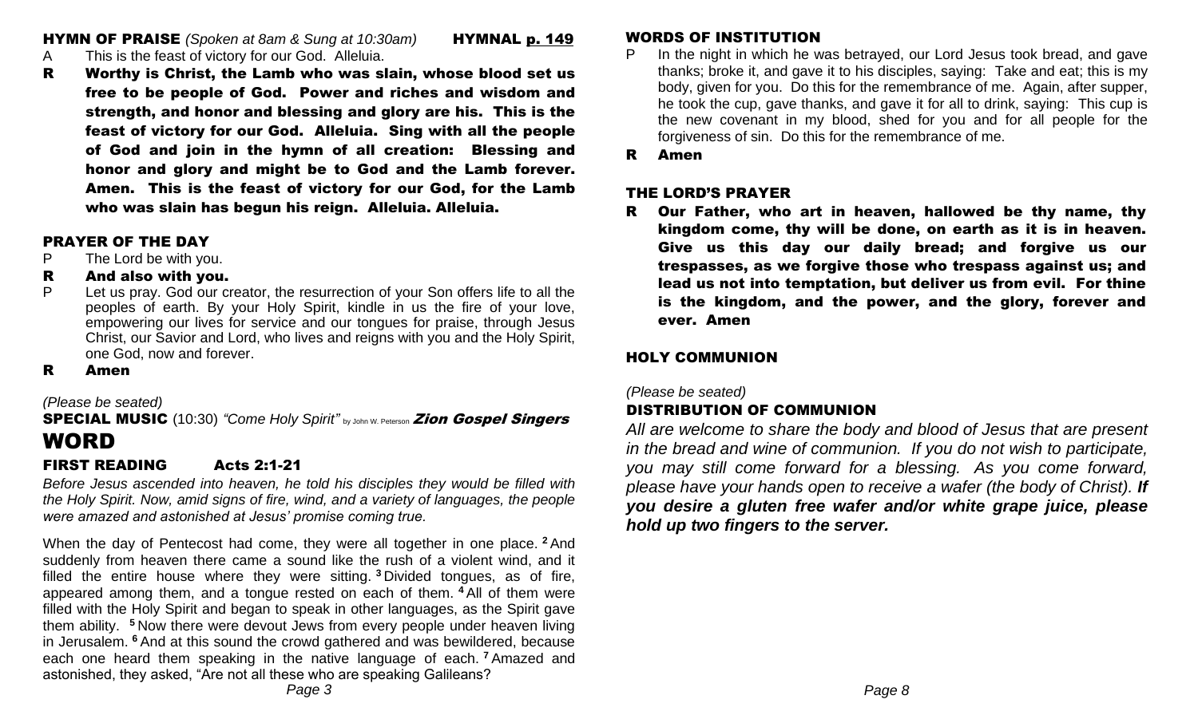**HYMN OF PRAISE** *(Spoken at 8am & Sung at 10:30am)* **HYMNAL p. 149**

A This is the feast of victory for our God. Alleluia.

**R Worthy is Christ, the Lamb who was slain, whose blood set us free to be people of God. Power and riches and wisdom and strength, and honor and blessing and glory are his. This is the feast of victory for our God. Alleluia. Sing with all the people of God and join in the hymn of all creation: Blessing and honor and glory and might be to God and the Lamb forever. Amen. This is the feast of victory for our God, for the Lamb who was slain has begun his reign. Alleluia. Alleluia.**

### PRAYER OF THE DAY

P The Lord be with you.

**R And also with you.**

P Let us pray. God our creator, the resurrection of your Son offers life to all the peoples of earth. By your Holy Spirit, kindle in us the fire of your love, empowering our lives for service and our tongues for praise, through Jesus Christ, our Savior and Lord, who lives and reigns with you and the Holy Spirit, one God, now and forever.

**R Amen**

*(Please be seated)*

**SPECIAL MUSIC** (10:30) *"Come Holy Spirit"* by John W. Peterson ***Zion Gospel Singers***

# WORD

### FIRST READING Acts 2:1-21

*Before Jesus ascended into heaven, he told his disciples they would be filled with the Holy Spirit. Now, amid signs of fire, wind, and a variety of languages, the people were amazed and astonished at Jesus' promise coming true.*

When the day of Pentecost had come, they were all together in one place. [2] And suddenly from heaven there came a sound like the rush of a violent wind, and it filled the entire house where they were sitting. [3] Divided tongues, as of fire, appeared among them, and a tongue rested on each of them. [4] All of them were filled with the Holy Spirit and began to speak in other languages, as the Spirit gave them ability. [5] Now there were devout Jews from every people under heaven living in Jerusalem. [6] And at this sound the crowd gathered and was bewildered, because each one heard them speaking in the native language of each. [7] Amazed and astonished, they asked, "Are not all these who are speaking Galileans?

### WORDS OF INSTITUTION

P In the night in which he was betrayed, our Lord Jesus took bread, and gave thanks; broke it, and gave it to his disciples, saying: Take and eat; this is my body, given for you. Do this for the remembrance of me. Again, after supper, he took the cup, gave thanks, and gave it for all to drink, saying: This cup is the new covenant in my blood, shed for you and for all people for the forgiveness of sin. Do this for the remembrance of me.

**R Amen**

### THE LORD'S PRAYER

**R Our Father, who art in heaven, hallowed be thy name, thy kingdom come, thy will be done, on earth as it is in heaven. Give us this day our daily bread; and forgive us our trespasses, as we forgive those who trespass against us; and lead us not into temptation, but deliver us from evil. For thine is the kingdom, and the power, and the glory, forever and ever. Amen**

### HOLY COMMUNION

*(Please be seated)*

### DISTRIBUTION OF COMMUNION

*All are welcome to share the body and blood of Jesus that are present in the bread and wine of communion. If you do not wish to participate, you may still come forward for a blessing. As you come forward, please have your hands open to receive a wafer (the body of Christ).* ***If you desire a gluten free wafer and/or white grape juice, please hold up two fingers to the server.***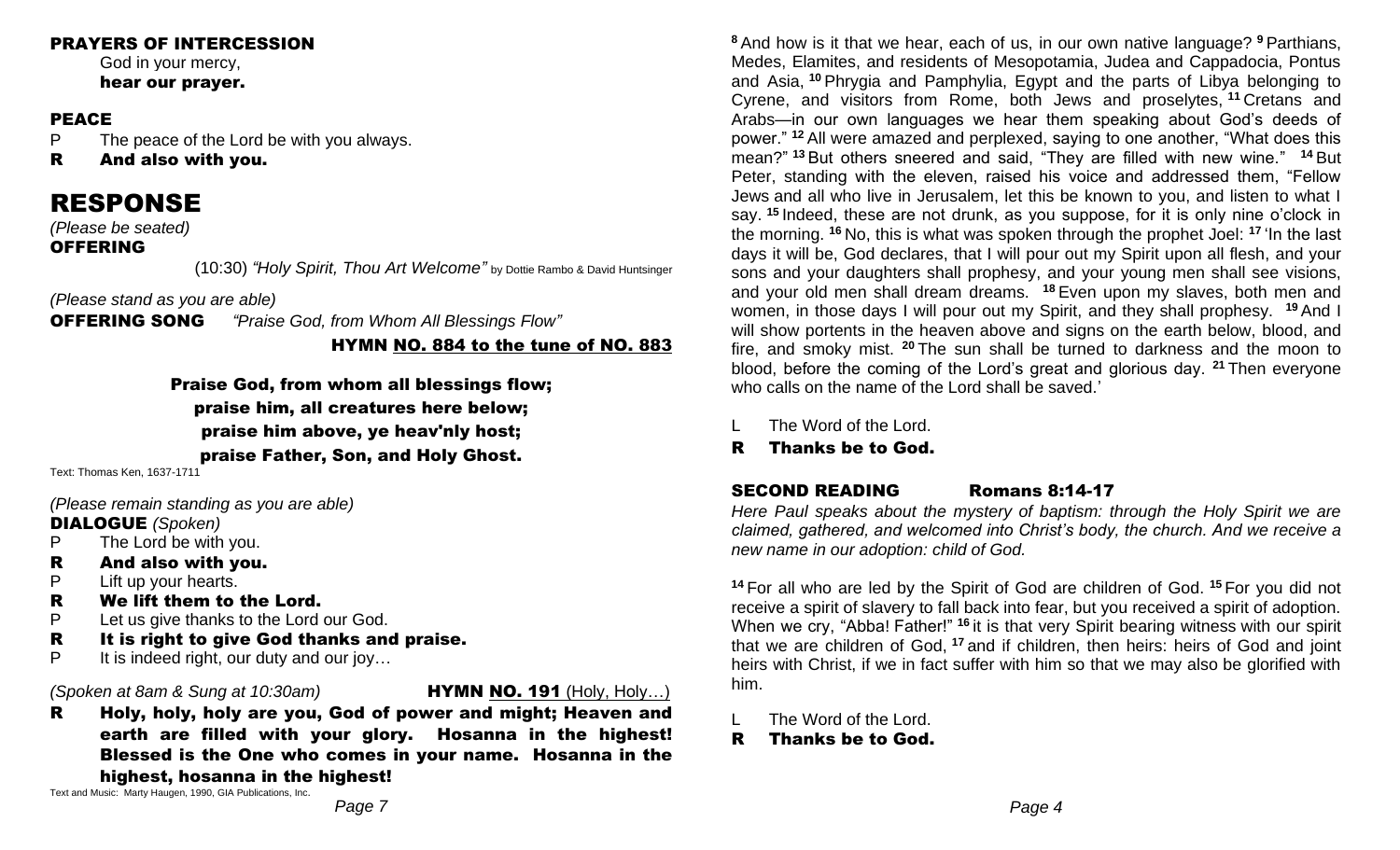## PRAYERS OF INTERCESSION

God in your mercy,
**hear our prayer.**

## PEACE

P The peace of the Lord be with you always.
**R And also with you.**

# RESPONSE

*(Please be seated)*

## OFFERING

(10:30) *"Holy Spirit, Thou Art Welcome"* by Dottie Rambo & David Huntsinger

*(Please stand as you are able)*

**OFFERING SONG** *"Praise God, from Whom All Blessings Flow"*

**HYMN NO. 884 to the tune of NO. 883**

**Praise God, from whom all blessings flow;
praise him, all creatures here below;
praise him above, ye heav'nly host;
praise Father, Son, and Holy Ghost.**

Text: Thomas Ken, 1637-1711

*(Please remain standing as you are able)*

**DIALOGUE** *(Spoken)*

P The Lord be with you.
**R And also with you.**
P Lift up your hearts.
**R We lift them to the Lord.**
P Let us give thanks to the Lord our God.
**R It is right to give God thanks and praise.**
P It is indeed right, our duty and our joy…

*(Spoken at 8am & Sung at 10:30am)* **HYMN NO. 191** (Holy, Holy…)

**R Holy, holy, holy are you, God of power and might; Heaven and earth are filled with your glory. Hosanna in the highest! Blessed is the One who comes in your name. Hosanna in the highest, hosanna in the highest!**

Text and Music: Marty Haugen, 1990, GIA Publications, Inc.

[8] And how is it that we hear, each of us, in our own native language? [9] Parthians, Medes, Elamites, and residents of Mesopotamia, Judea and Cappadocia, Pontus and Asia, [10] Phrygia and Pamphylia, Egypt and the parts of Libya belonging to Cyrene, and visitors from Rome, both Jews and proselytes, [11] Cretans and Arabs—in our own languages we hear them speaking about God's deeds of power." [12] All were amazed and perplexed, saying to one another, "What does this mean?" [13] But others sneered and said, "They are filled with new wine." [14] But Peter, standing with the eleven, raised his voice and addressed them, "Fellow Jews and all who live in Jerusalem, let this be known to you, and listen to what I say. [15] Indeed, these are not drunk, as you suppose, for it is only nine o'clock in the morning. [16] No, this is what was spoken through the prophet Joel: [17] 'In the last days it will be, God declares, that I will pour out my Spirit upon all flesh, and your sons and your daughters shall prophesy, and your young men shall see visions, and your old men shall dream dreams. [18] Even upon my slaves, both men and women, in those days I will pour out my Spirit, and they shall prophesy. [19] And I will show portents in the heaven above and signs on the earth below, blood, and fire, and smoky mist. [20] The sun shall be turned to darkness and the moon to blood, before the coming of the Lord's great and glorious day. [21] Then everyone who calls on the name of the Lord shall be saved.'

L The Word of the Lord.
**R Thanks be to God.**

## SECOND READING Romans 8:14-17

*Here Paul speaks about the mystery of baptism: through the Holy Spirit we are claimed, gathered, and welcomed into Christ's body, the church. And we receive a new name in our adoption: child of God.*

[14] For all who are led by the Spirit of God are children of God. [15] For you did not receive a spirit of slavery to fall back into fear, but you received a spirit of adoption. When we cry, "Abba! Father!" [16] it is that very Spirit bearing witness with our spirit that we are children of God, [17] and if children, then heirs: heirs of God and joint heirs with Christ, if we in fact suffer with him so that we may also be glorified with him.

L The Word of the Lord.
**R Thanks be to God.**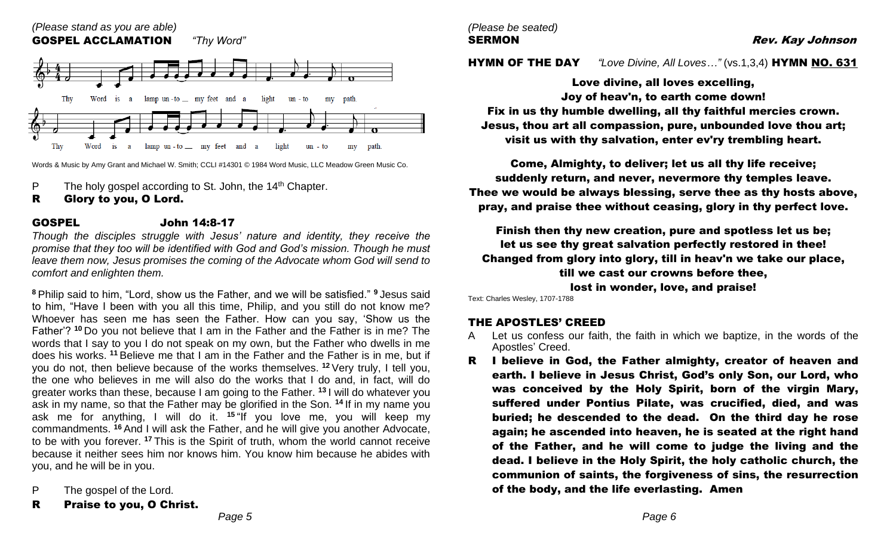*(Please stand as you are able)*

**GOSPEL ACCLAMATION** *"Thy Word"*

Thy Word is a lamp un-to my feet and a light un-to my path.

Thy Word is a lamp un-to my feet and a light un-to my path.

Words & Music by Amy Grant and Michael W. Smith; CCLI #14301 © 1984 Word Music, LLC Meadow Green Music Co.

P The holy gospel according to St. John, the 14th Chapter.

**R Glory to you, O Lord.**

**GOSPEL John 14:8-17**

*Though the disciples struggle with Jesus' nature and identity, they receive the promise that they too will be identified with God and God's mission. Though he must leave them now, Jesus promises the coming of the Advocate whom God will send to comfort and enlighten them.*

[8] Philip said to him, "Lord, show us the Father, and we will be satisfied." [9] Jesus said to him, "Have I been with you all this time, Philip, and you still do not know me? Whoever has seen me has seen the Father. How can you say, 'Show us the Father'? [10] Do you not believe that I am in the Father and the Father is in me? The words that I say to you I do not speak on my own, but the Father who dwells in me does his works. [11] Believe me that I am in the Father and the Father is in me, but if you do not, then believe because of the works themselves. [12] Very truly, I tell you, the one who believes in me will also do the works that I do and, in fact, will do greater works than these, because I am going to the Father. [13] I will do whatever you ask in my name, so that the Father may be glorified in the Son. [14] If in my name you ask me for anything, I will do it. [15] "If you love me, you will keep my commandments. [16] And I will ask the Father, and he will give you another Advocate, to be with you forever. [17] This is the Spirit of truth, whom the world cannot receive because it neither sees him nor knows him. You know him because he abides with you, and he will be in you.

P The gospel of the Lord.

**R Praise to you, O Christ.**

*(Please be seated)*

**SERMON** ***Rev. Kay Johnson***

**HYMN OF THE DAY** *"Love Divine, All Loves…"* (vs.1,3,4) **HYMN NO. 631**

**Love divine, all loves excelling,**
**Joy of heav'n, to earth come down!**
**Fix in us thy humble dwelling, all thy faithful mercies crown.**
**Jesus, thou art all compassion, pure, unbounded love thou art;**
**visit us with thy salvation, enter ev'ry trembling heart.**

**Come, Almighty, to deliver; let us all thy life receive;**
**suddenly return, and never, nevermore thy temples leave.**
**Thee we would be always blessing, serve thee as thy hosts above,**
**pray, and praise thee without ceasing, glory in thy perfect love.**

**Finish then thy new creation, pure and spotless let us be;**
**let us see thy great salvation perfectly restored in thee!**
**Changed from glory into glory, till in heav'n we take our place,**
**till we cast our crowns before thee,**
**lost in wonder, love, and praise!**

Text: Charles Wesley, 1707-1788

**THE APOSTLES' CREED**

A Let us confess our faith, the faith in which we baptize, in the words of the Apostles' Creed.

**R I believe in God, the Father almighty, creator of heaven and earth. I believe in Jesus Christ, God's only Son, our Lord, who was conceived by the Holy Spirit, born of the virgin Mary, suffered under Pontius Pilate, was crucified, died, and was buried; he descended to the dead. On the third day he rose again; he ascended into heaven, he is seated at the right hand of the Father, and he will come to judge the living and the dead. I believe in the Holy Spirit, the holy catholic church, the communion of saints, the forgiveness of sins, the resurrection of the body, and the life everlasting. Amen**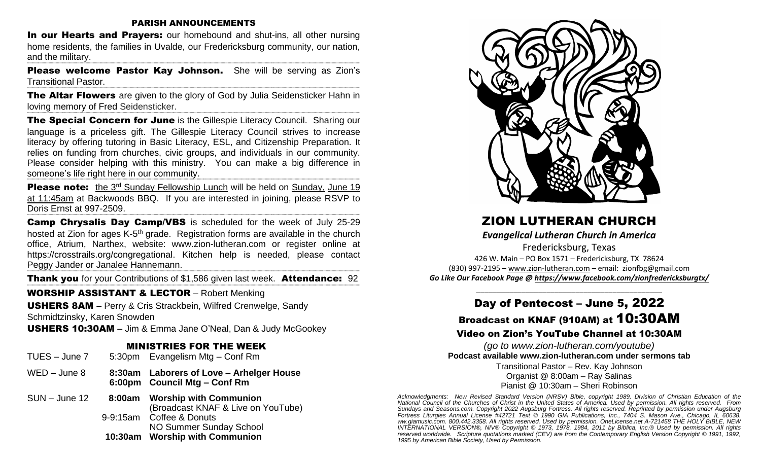## PARISH ANNOUNCEMENTS

**In our Hearts and Prayers:** our homebound and shut-ins, all other nursing home residents, the families in Uvalde, our Fredericksburg community, our nation, and the military.

**Please welcome Pastor Kay Johnson.** She will be serving as Zion's Transitional Pastor.

**The Altar Flowers** are given to the glory of God by Julia Seidensticker Hahn in loving memory of Fred Seidensticker.

**The Special Concern for June** is the Gillespie Literacy Council. Sharing our language is a priceless gift. The Gillespie Literacy Council strives to increase literacy by offering tutoring in Basic Literacy, ESL, and Citizenship Preparation. It relies on funding from churches, civic groups, and individuals in our community. Please consider helping with this ministry. You can make a big difference in someone's life right here in our community.

**Please note:** the 3rd Sunday Fellowship Lunch will be held on Sunday, June 19 at 11:45am at Backwoods BBQ. If you are interested in joining, please RSVP to Doris Ernst at 997-2509.

**Camp Chrysalis Day Camp/VBS** is scheduled for the week of July 25-29 hosted at Zion for ages K-5th grade. Registration forms are available in the church office, Atrium, Narthex, website: www.zion-lutheran.com or register online at https://crosstrails.org/congregational. Kitchen help is needed, please contact Peggy Jander or Janalee Hannemann.

**Thank you** for your Contributions of $1,586 given last week. **Attendance:** 92

**WORSHIP ASSISTANT & LECTOR** – Robert Menking

**USHERS 8AM** – Perry & Cris Strackbein, Wilfred Crenwelge, Sandy Schmidtzinsky, Karen Snowden

**USHERS 10:30AM** – Jim & Emma Jane O'Neal, Dan & Judy McGookey

## MINISTRIES FOR THE WEEK

| | | |
|---|---|---|
| TUES – June 7 | 5:30pm | Evangelism Mtg – Conf Rm |
| WED – June 8 | **8:30am** | **Laborers of Love – Arhelger House** |
| | **6:00pm** | **Council Mtg – Conf Rm** |
| SUN – June 12 | **8:00am** | **Worship with Communion** (Broadcast KNAF & Live on YouTube) |
| | 9-9:15am | Coffee & Donuts |
| | | NO Summer Sunday School |
| | **10:30am** | **Worship with Communion** |

# ZION LUTHERAN CHURCH

***Evangelical Lutheran Church in America***

Fredericksburg, Texas

426 W. Main – PO Box 1571 – Fredericksburg, TX 78624

(830) 997-2195 – www.zion-lutheran.com – email: zionfbg@gmail.com

***Go Like Our Facebook Page @ https://www.facebook.com/zionfredericksburgtx/***

## Day of Pentecost – June 5, 2022

### Broadcast on KNAF (910AM) at 10:30AM

### Video on Zion's YouTube Channel at 10:30AM

*(go to www.zion-lutheran.com/youtube)*

**Podcast available www.zion-lutheran.com under sermons tab**

Transitional Pastor – Rev. Kay Johnson

Organist @ 8:00am – Ray Salinas

Pianist @ 10:30am – Sheri Robinson

*Acknowledgments: New Revised Standard Version (NRSV) Bible, copyright 1989, Division of Christian Education of the National Council of the Churches of Christ in the United States of America. Used by permission. All rights reserved. From Sundays and Seasons.com. Copyright 2022 Augsburg Fortress. All rights reserved. Reprinted by permission under Augsburg Fortress Liturgies Annual License #42721 Text © 1990 GIA Publications, Inc., 7404 S. Mason Ave., Chicago, IL 60638. ww.giamusic.com. 800.442.3358. All rights reserved. Used by permission. OneLicense.net A-721458 THE HOLY BIBLE, NEW INTERNATIONAL VERSION®, NIV® Copyright © 1973, 1978, 1984, 2011 by Biblica, Inc.® Used by permission. All rights reserved worldwide. Scripture quotations marked (CEV) are from the Contemporary English Version Copyright © 1991, 1992, 1995 by American Bible Society, Used by Permission.*